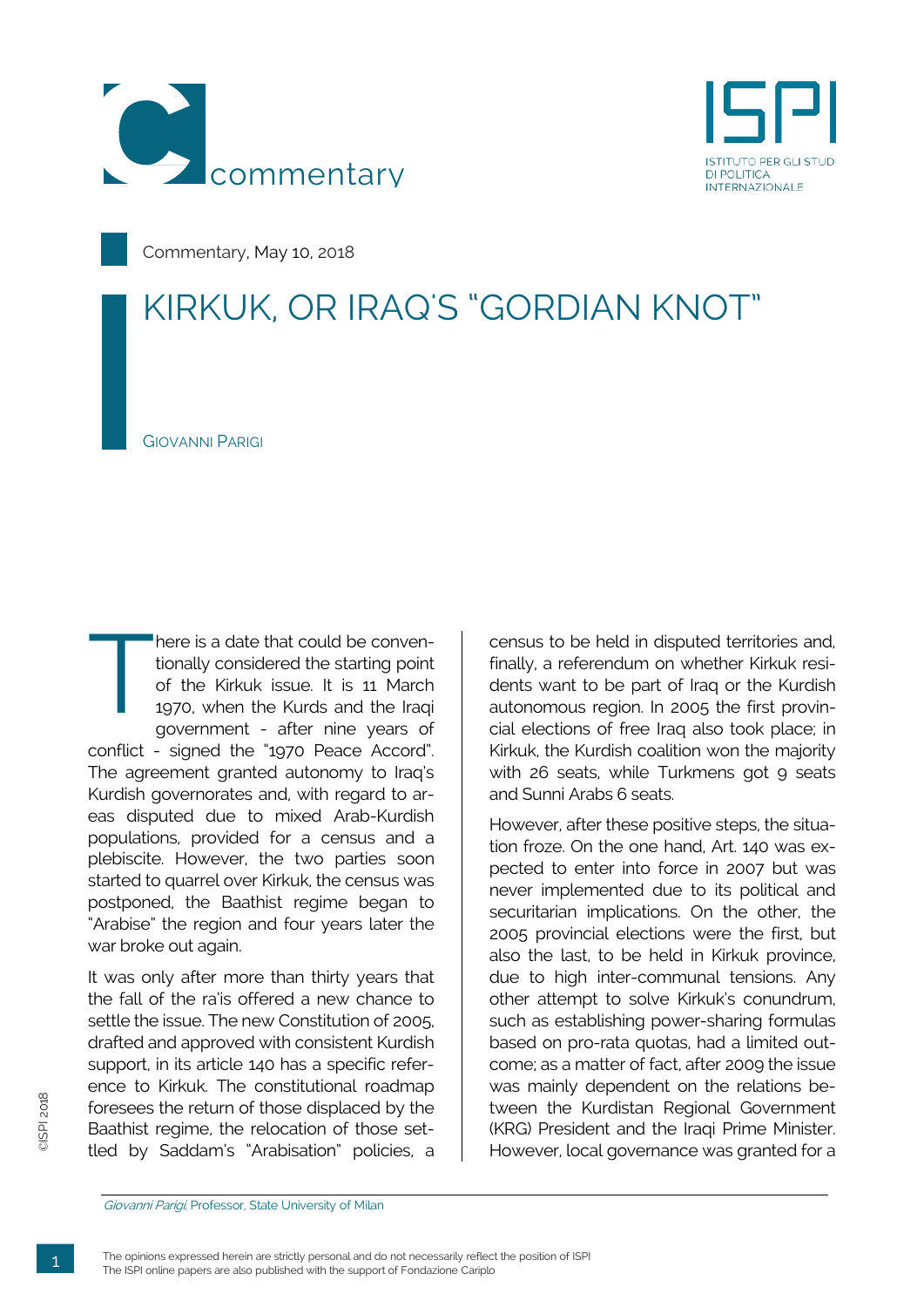Commentary, May 10, 2018

# KIRKUK, OR IRAQ'S "GORDIAN KNOT"

GIOVANNI PARIGI

There is a date that could be conventionally considered the starting point of the Kirkuk issue. It is 11 March 1970, when the Kurds and the Iraqi government - after nine years of conflict - signed the "1970 Peace Accord". The agreement granted autonomy to Iraq's Kurdish governorates and, with regard to areas disputed due to mixed Arab-Kurdish populations, provided for a census and a plebiscite. However, the two parties soon started to quarrel over Kirkuk, the census was postponed, the Baathist regime began to "Arabise" the region and four years later the war broke out again.

It was only after more than thirty years that the fall of the ra'is offered a new chance to settle the issue. The new Constitution of 2005, drafted and approved with consistent Kurdish support, in its article 140 has a specific reference to Kirkuk. The constitutional roadmap foresees the return of those displaced by the Baathist regime, the relocation of those settled by Saddam's "Arabisation" policies, a census to be held in disputed territories and, finally, a referendum on whether Kirkuk residents want to be part of Iraq or the Kurdish autonomous region. In 2005 the first provincial elections of free Iraq also took place; in Kirkuk, the Kurdish coalition won the majority with 26 seats, while Turkmens got 9 seats and Sunni Arabs 6 seats.

However, after these positive steps, the situation froze. On the one hand, Art. 140 was expected to enter into force in 2007 but was never implemented due to its political and securitarian implications. On the other, the 2005 provincial elections were the first, but also the last, to be held in Kirkuk province, due to high inter-communal tensions. Any other attempt to solve Kirkuk's conundrum, such as establishing power-sharing formulas based on pro-rata quotas, had a limited outcome; as a matter of fact, after 2009 the issue was mainly dependent on the relations between the Kurdistan Regional Government (KRG) President and the Iraqi Prime Minister. However, local governance was granted for a

*Giovanni Parigi*, Professor, State University of Milan

The opinions expressed herein are strictly personal and do not necessarily reflect the position of ISPI
The ISPI online papers are also published with the support of Fondazione Cariplo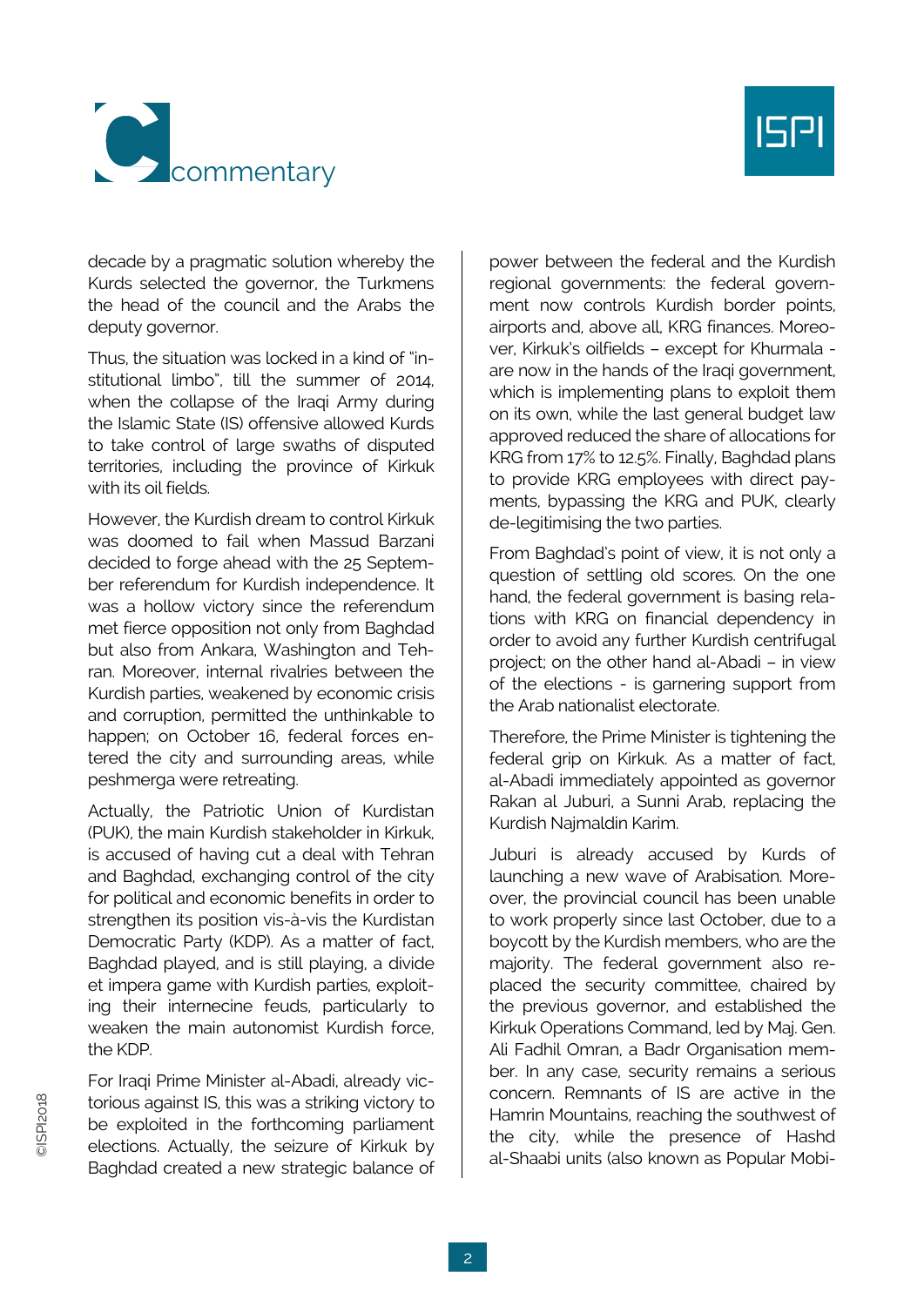decade by a pragmatic solution whereby the Kurds selected the governor, the Turkmens the head of the council and the Arabs the deputy governor.

Thus, the situation was locked in a kind of "institutional limbo", till the summer of 2014, when the collapse of the Iraqi Army during the Islamic State (IS) offensive allowed Kurds to take control of large swaths of disputed territories, including the province of Kirkuk with its oil fields.

However, the Kurdish dream to control Kirkuk was doomed to fail when Massud Barzani decided to forge ahead with the 25 September referendum for Kurdish independence. It was a hollow victory since the referendum met fierce opposition not only from Baghdad but also from Ankara, Washington and Tehran. Moreover, internal rivalries between the Kurdish parties, weakened by economic crisis and corruption, permitted the unthinkable to happen; on October 16, federal forces entered the city and surrounding areas, while peshmerga were retreating.

Actually, the Patriotic Union of Kurdistan (PUK), the main Kurdish stakeholder in Kirkuk, is accused of having cut a deal with Tehran and Baghdad, exchanging control of the city for political and economic benefits in order to strengthen its position vis-à-vis the Kurdistan Democratic Party (KDP). As a matter of fact, Baghdad played, and is still playing, a divide et impera game with Kurdish parties, exploiting their internecine feuds, particularly to weaken the main autonomist Kurdish force, the KDP.

For Iraqi Prime Minister al-Abadi, already victorious against IS, this was a striking victory to be exploited in the forthcoming parliament elections. Actually, the seizure of Kirkuk by Baghdad created a new strategic balance of power between the federal and the Kurdish regional governments: the federal government now controls Kurdish border points, airports and, above all, KRG finances. Moreover, Kirkuk's oilfields – except for Khurmala - are now in the hands of the Iraqi government, which is implementing plans to exploit them on its own, while the last general budget law approved reduced the share of allocations for KRG from 17% to 12.5%. Finally, Baghdad plans to provide KRG employees with direct payments, bypassing the KRG and PUK, clearly de-legitimising the two parties.

From Baghdad's point of view, it is not only a question of settling old scores. On the one hand, the federal government is basing relations with KRG on financial dependency in order to avoid any further Kurdish centrifugal project; on the other hand al-Abadi – in view of the elections - is garnering support from the Arab nationalist electorate.

Therefore, the Prime Minister is tightening the federal grip on Kirkuk. As a matter of fact, al-Abadi immediately appointed as governor Rakan al Juburi, a Sunni Arab, replacing the Kurdish Najmaldin Karim.

Juburi is already accused by Kurds of launching a new wave of Arabisation. Moreover, the provincial council has been unable to work properly since last October, due to a boycott by the Kurdish members, who are the majority. The federal government also replaced the security committee, chaired by the previous governor, and established the Kirkuk Operations Command, led by Maj. Gen. Ali Fadhil Omran, a Badr Organisation member. In any case, security remains a serious concern. Remnants of IS are active in the Hamrin Mountains, reaching the southwest of the city, while the presence of Hashd al-Shaabi units (also known as Popular Mobi-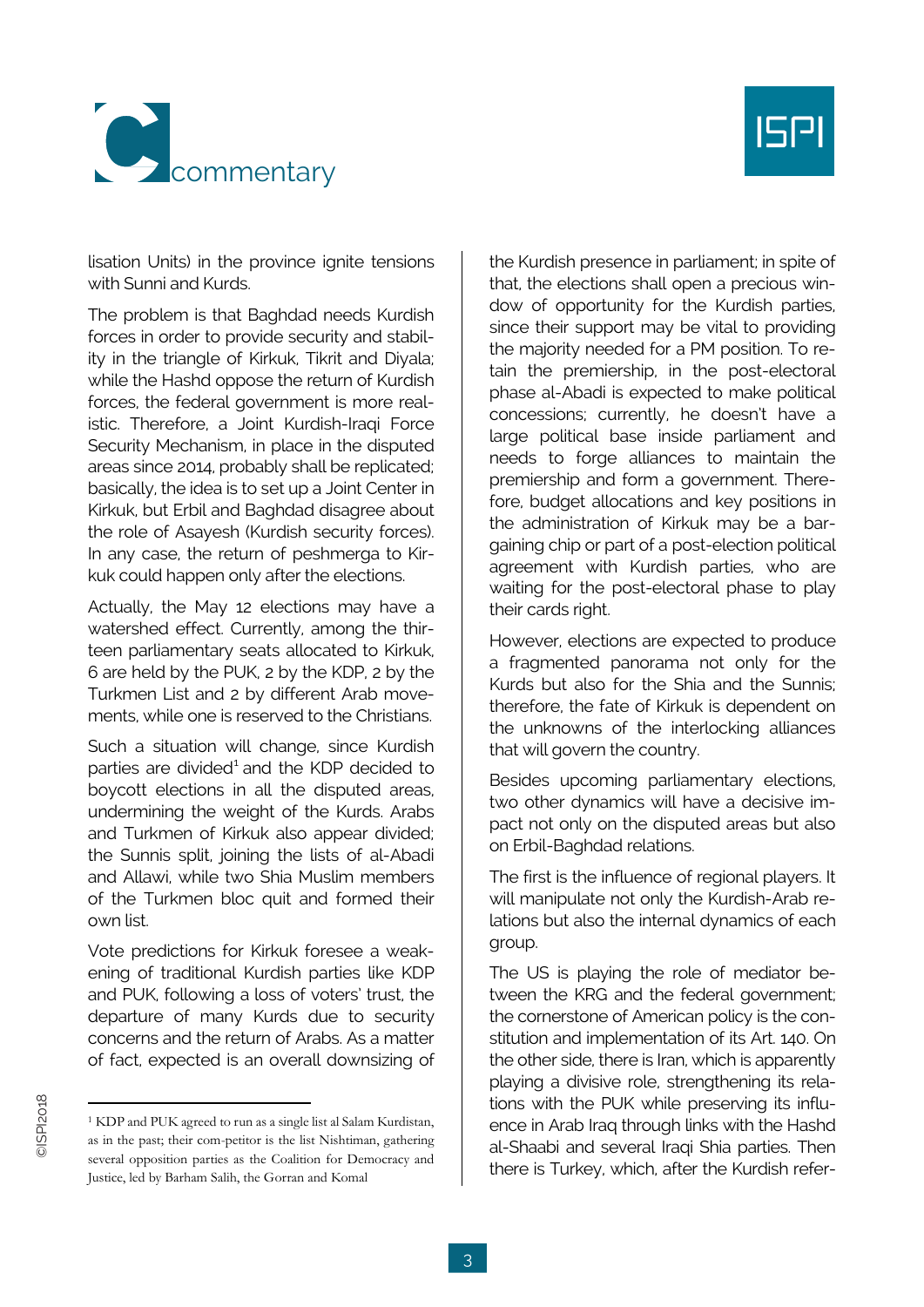lisation Units) in the province ignite tensions with Sunni and Kurds.

The problem is that Baghdad needs Kurdish forces in order to provide security and stability in the triangle of Kirkuk, Tikrit and Diyala; while the Hashd oppose the return of Kurdish forces, the federal government is more realistic. Therefore, a Joint Kurdish-Iraqi Force Security Mechanism, in place in the disputed areas since 2014, probably shall be replicated; basically, the idea is to set up a Joint Center in Kirkuk, but Erbil and Baghdad disagree about the role of Asayesh (Kurdish security forces). In any case, the return of peshmerga to Kirkuk could happen only after the elections.

Actually, the May 12 elections may have a watershed effect. Currently, among the thirteen parliamentary seats allocated to Kirkuk, 6 are held by the PUK, 2 by the KDP, 2 by the Turkmen List and 2 by different Arab movements, while one is reserved to the Christians.

Such a situation will change, since Kurdish parties are divided[1] and the KDP decided to boycott elections in all the disputed areas, undermining the weight of the Kurds. Arabs and Turkmen of Kirkuk also appear divided; the Sunnis split, joining the lists of al-Abadi and Allawi, while two Shia Muslim members of the Turkmen bloc quit and formed their own list.

Vote predictions for Kirkuk foresee a weakening of traditional Kurdish parties like KDP and PUK, following a loss of voters' trust, the departure of many Kurds due to security concerns and the return of Arabs. As a matter of fact, expected is an overall downsizing of the Kurdish presence in parliament; in spite of that, the elections shall open a precious window of opportunity for the Kurdish parties, since their support may be vital to providing the majority needed for a PM position. To retain the premiership, in the post-electoral phase al-Abadi is expected to make political concessions; currently, he doesn't have a large political base inside parliament and needs to forge alliances to maintain the premiership and form a government. Therefore, budget allocations and key positions in the administration of Kirkuk may be a bargaining chip or part of a post-election political agreement with Kurdish parties, who are waiting for the post-electoral phase to play their cards right.

However, elections are expected to produce a fragmented panorama not only for the Kurds but also for the Shia and the Sunnis; therefore, the fate of Kirkuk is dependent on the unknowns of the interlocking alliances that will govern the country.

Besides upcoming parliamentary elections, two other dynamics will have a decisive impact not only on the disputed areas but also on Erbil-Baghdad relations.

The first is the influence of regional players. It will manipulate not only the Kurdish-Arab relations but also the internal dynamics of each group.

The US is playing the role of mediator between the KRG and the federal government; the cornerstone of American policy is the constitution and implementation of its Art. 140. On the other side, there is Iran, which is apparently playing a divisive role, strengthening its relations with the PUK while preserving its influence in Arab Iraq through links with the Hashd al-Shaabi and several Iraqi Shia parties. Then there is Turkey, which, after the Kurdish refer-

---

[1] KDP and PUK agreed to run as a single list al Salam Kurdistan, as in the past; their com-petitor is the list Nishtiman, gathering several opposition parties as the Coalition for Democracy and Justice, led by Barham Salih, the Gorran and Komal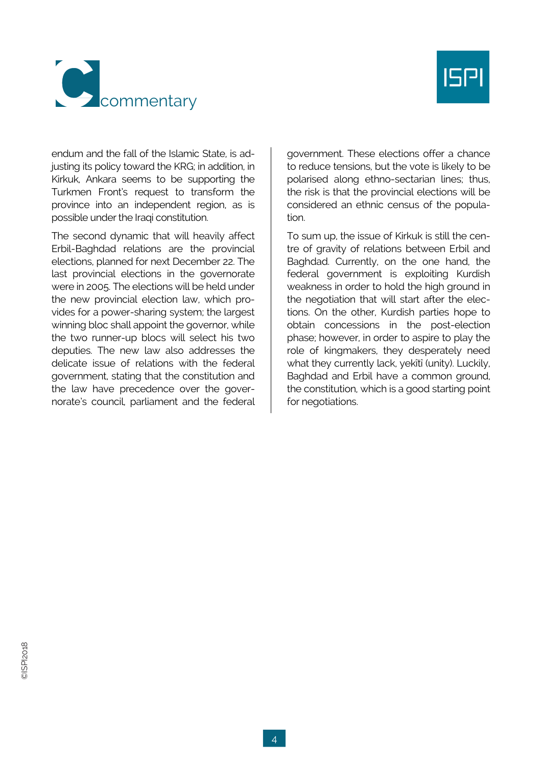endum and the fall of the Islamic State, is adjusting its policy toward the KRG; in addition, in Kirkuk, Ankara seems to be supporting the Turkmen Front's request to transform the province into an independent region, as is possible under the Iraqi constitution.

The second dynamic that will heavily affect Erbil-Baghdad relations are the provincial elections, planned for next December 22. The last provincial elections in the governorate were in 2005. The elections will be held under the new provincial election law, which provides for a power-sharing system; the largest winning bloc shall appoint the governor, while the two runner-up blocs will select his two deputies. The new law also addresses the delicate issue of relations with the federal government, stating that the constitution and the law have precedence over the governorate's council, parliament and the federal government. These elections offer a chance to reduce tensions, but the vote is likely to be polarised along ethno-sectarian lines; thus, the risk is that the provincial elections will be considered an ethnic census of the population.

To sum up, the issue of Kirkuk is still the centre of gravity of relations between Erbil and Baghdad. Currently, on the one hand, the federal government is exploiting Kurdish weakness in order to hold the high ground in the negotiation that will start after the elections. On the other, Kurdish parties hope to obtain concessions in the post-election phase; however, in order to aspire to play the role of kingmakers, they desperately need what they currently lack, yekîtî (unity). Luckily, Baghdad and Erbil have a common ground, the constitution, which is a good starting point for negotiations.